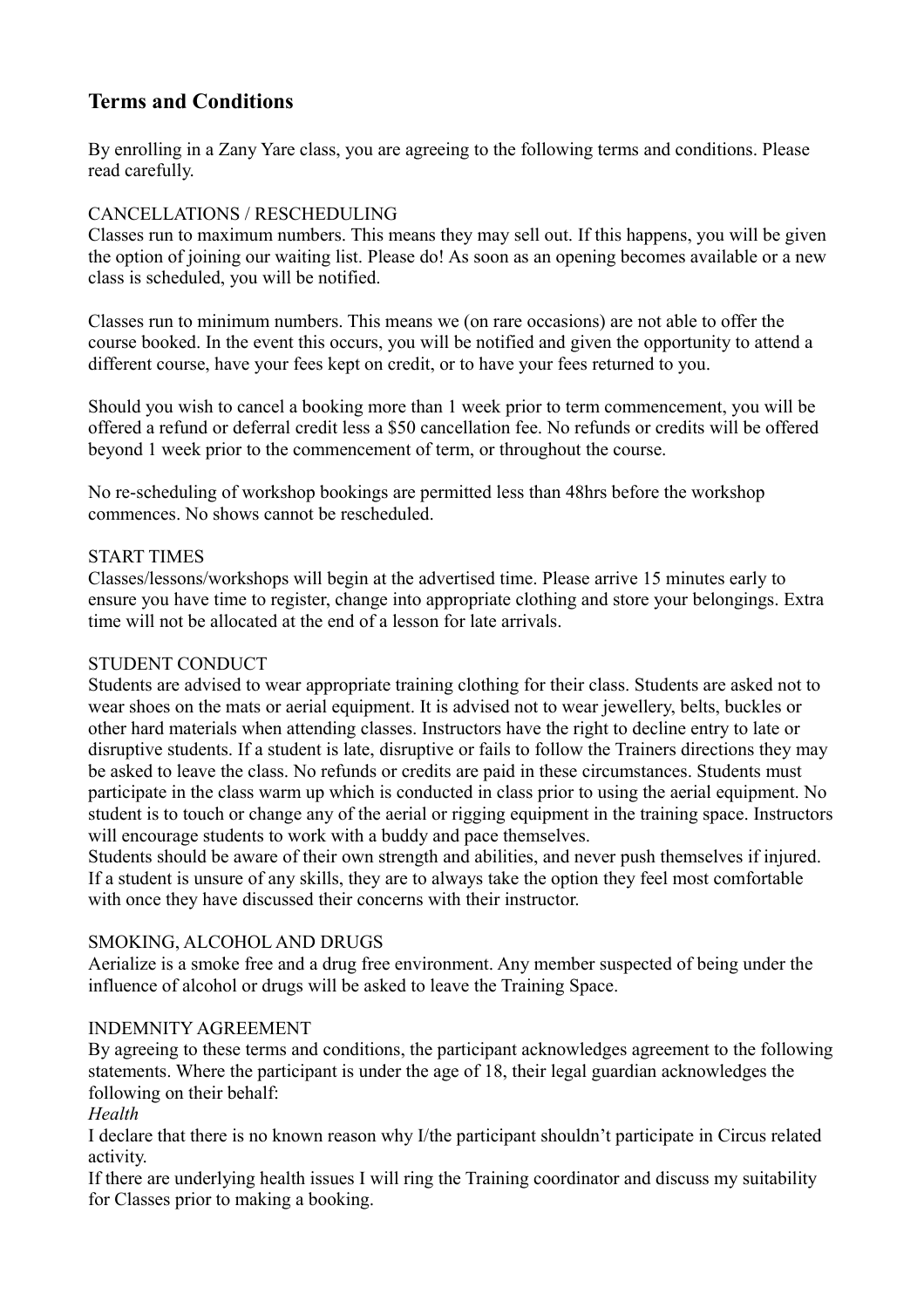## Terms and Conditions

By enrolling in a Zany Yare class, you are agreeing to the following terms and conditions. Please read carefully.

CANCELLATIONS / RESCHEDULING

Classes run to maximum numbers. This means they may sell out. If this happens, you will be given the option of joining our waiting list. Please do! As soon as an opening becomes available or a new class is scheduled, you will be notified.

Classes run to minimum numbers. This means we (on rare occasions) are not able to offer the course booked. In the event this occurs, you will be notified and given the opportunity to attend a different course, have your fees kept on credit, or to have your fees returned to you.

Should you wish to cancel a booking more than 1 week prior to term commencement, you will be offered a refund or deferral credit less a $50 cancellation fee. No refunds or credits will be offered beyond 1 week prior to the commencement of term, or throughout the course.

No re-scheduling of workshop bookings are permitted less than 48hrs before the workshop commences. No shows cannot be rescheduled.

START TIMES

Classes/lessons/workshops will begin at the advertised time. Please arrive 15 minutes early to ensure you have time to register, change into appropriate clothing and store your belongings. Extra time will not be allocated at the end of a lesson for late arrivals.

STUDENT CONDUCT

Students are advised to wear appropriate training clothing for their class. Students are asked not to wear shoes on the mats or aerial equipment. It is advised not to wear jewellery, belts, buckles or other hard materials when attending classes. Instructors have the right to decline entry to late or disruptive students. If a student is late, disruptive or fails to follow the Trainers directions they may be asked to leave the class. No refunds or credits are paid in these circumstances. Students must participate in the class warm up which is conducted in class prior to using the aerial equipment. No student is to touch or change any of the aerial or rigging equipment in the training space. Instructors will encourage students to work with a buddy and pace themselves.

Students should be aware of their own strength and abilities, and never push themselves if injured. If a student is unsure of any skills, they are to always take the option they feel most comfortable with once they have discussed their concerns with their instructor.

SMOKING, ALCOHOL AND DRUGS

Aerialize is a smoke free and a drug free environment. Any member suspected of being under the influence of alcohol or drugs will be asked to leave the Training Space.

INDEMNITY AGREEMENT

By agreeing to these terms and conditions, the participant acknowledges agreement to the following statements. Where the participant is under the age of 18, their legal guardian acknowledges the following on their behalf:

*Health*

I declare that there is no known reason why I/the participant shouldn't participate in Circus related activity.

If there are underlying health issues I will ring the Training coordinator and discuss my suitability for Classes prior to making a booking.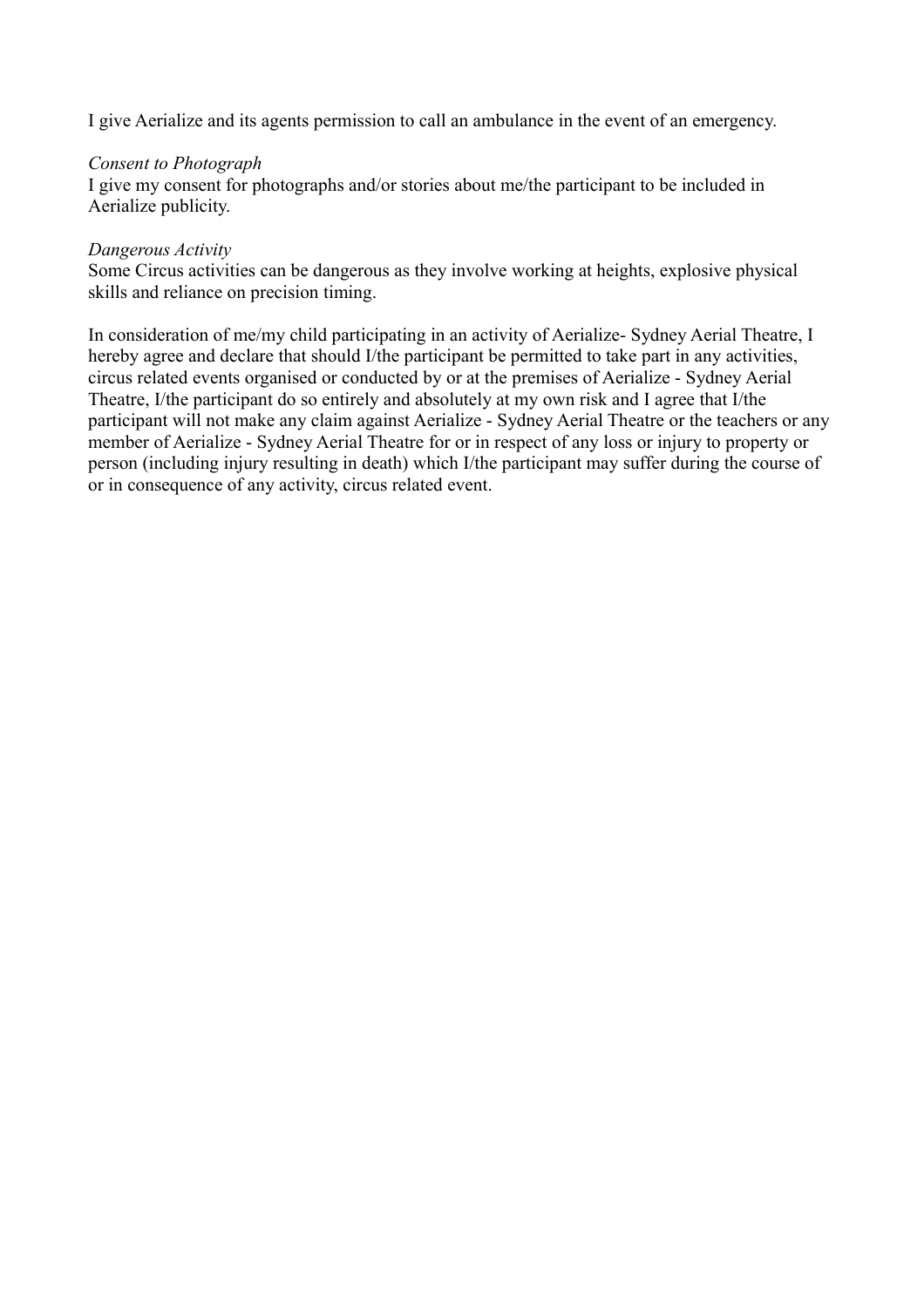I give Aerialize and its agents permission to call an ambulance in the event of an emergency.

*Consent to Photograph*
I give my consent for photographs and/or stories about me/the participant to be included in Aerialize publicity.

*Dangerous Activity*
Some Circus activities can be dangerous as they involve working at heights, explosive physical skills and reliance on precision timing.

In consideration of me/my child participating in an activity of Aerialize- Sydney Aerial Theatre, I hereby agree and declare that should I/the participant be permitted to take part in any activities, circus related events organised or conducted by or at the premises of Aerialize - Sydney Aerial Theatre, I/the participant do so entirely and absolutely at my own risk and I agree that I/the participant will not make any claim against Aerialize - Sydney Aerial Theatre or the teachers or any member of Aerialize - Sydney Aerial Theatre for or in respect of any loss or injury to property or person (including injury resulting in death) which I/the participant may suffer during the course of or in consequence of any activity, circus related event.